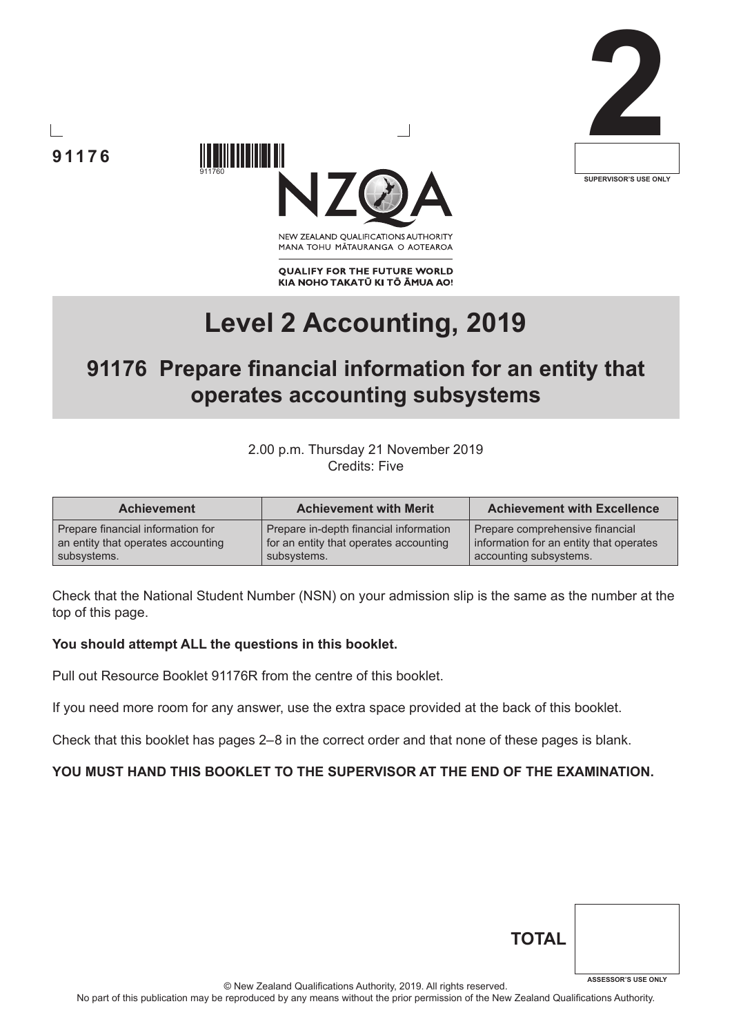91176

2

SUPERVISOR'S USE ONLY

NEW ZEALAND QUALIFICATIONS AUTHORITY
MANA TOHU MĀTAURANGA O AOTEAROA

QUALIFY FOR THE FUTURE WORLD
KIA NOHO TAKATŪ KI TŌ ĀMUA AO!

# Level 2 Accounting, 2019

## 91176 Prepare financial information for an entity that operates accounting subsystems

2.00 p.m. Thursday 21 November 2019
Credits: Five

| Achievement | Achievement with Merit | Achievement with Excellence |
|---|---|---|
| Prepare financial information for an entity that operates accounting subsystems. | Prepare in-depth financial information for an entity that operates accounting subsystems. | Prepare comprehensive financial information for an entity that operates accounting subsystems. |

Check that the National Student Number (NSN) on your admission slip is the same as the number at the top of this page.

**You should attempt ALL the questions in this booklet.**

Pull out Resource Booklet 91176R from the centre of this booklet.

If you need more room for any answer, use the extra space provided at the back of this booklet.

Check that this booklet has pages 2–8 in the correct order and that none of these pages is blank.

**YOU MUST HAND THIS BOOKLET TO THE SUPERVISOR AT THE END OF THE EXAMINATION.**

**TOTAL**

ASSESSOR'S USE ONLY

© New Zealand Qualifications Authority, 2019. All rights reserved.
No part of this publication may be reproduced by any means without the prior permission of the New Zealand Qualifications Authority.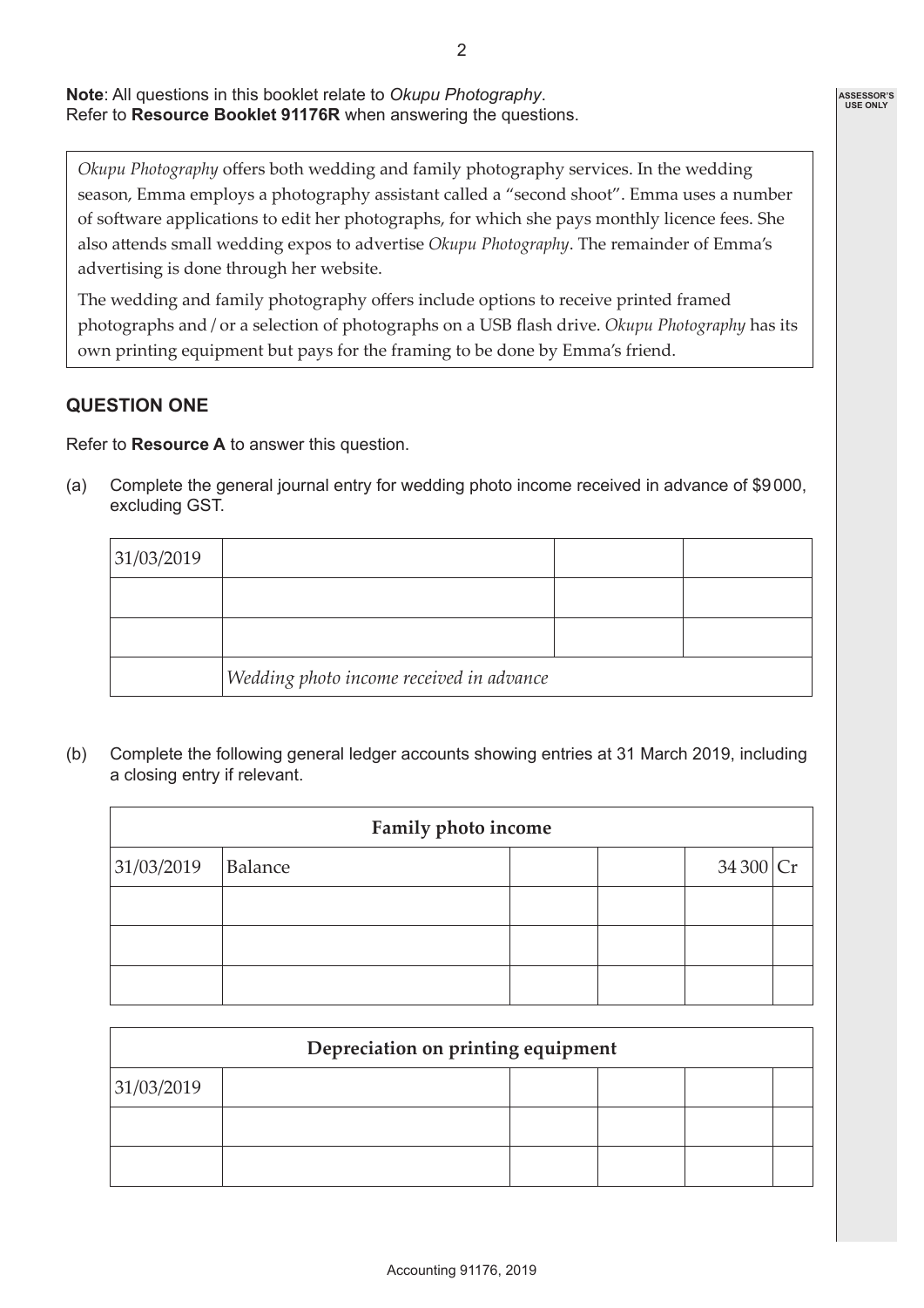**Note**: All questions in this booklet relate to *Okupu Photography*.
Refer to **Resource Booklet 91176R** when answering the questions.

*Okupu Photography* offers both wedding and family photography services. In the wedding season, Emma employs a photography assistant called a "second shoot". Emma uses a number of software applications to edit her photographs, for which she pays monthly licence fees. She also attends small wedding expos to advertise *Okupu Photography*. The remainder of Emma's advertising is done through her website.

The wedding and family photography offers include options to receive printed framed photographs and / or a selection of photographs on a USB flash drive. *Okupu Photography* has its own printing equipment but pays for the framing to be done by Emma's friend.

## QUESTION ONE

Refer to **Resource A** to answer this question.

(a) Complete the general journal entry for wedding photo income received in advance of $9 000, excluding GST.

| 31/03/2019 | | | |
|---|---|---|---|
| | | | |
| | | | |
| | *Wedding photo income received in advance* | | |

(b) Complete the following general ledger accounts showing entries at 31 March 2019, including a closing entry if relevant.

| Family photo income | | | | | |
|---|---|---|---|---|---|
| 31/03/2019 | Balance | | | 34 300 | Cr |
| | | | | | |
| | | | | | |
| | | | | | |

| Depreciation on printing equipment | | | | | |
|---|---|---|---|---|---|
| 31/03/2019 | | | | | |
| | | | | | |
| | | | | | |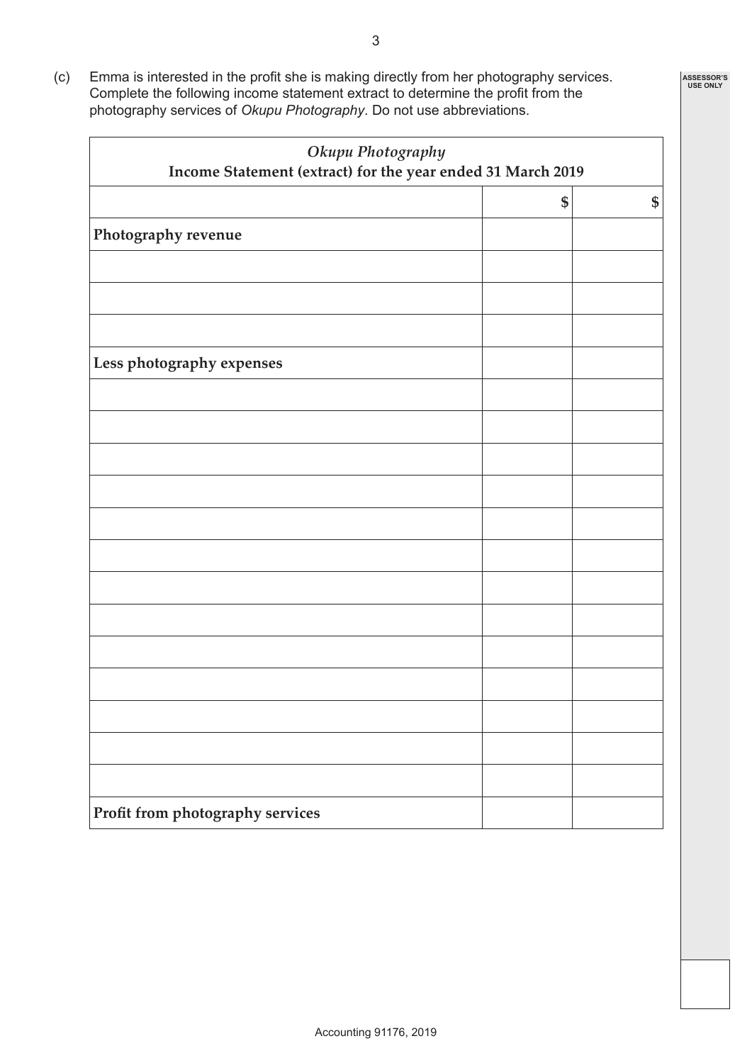(c) Emma is interested in the profit she is making directly from her photography services. Complete the following income statement extract to determine the profit from the photography services of *Okupu Photography*. Do not use abbreviations.

| *Okupu Photography*<br>**Income Statement (extract) for the year ended 31 March 2019** | | |
|---|---|---|
| | **\$** | **\$** |
| **Photography revenue** | | |
| | | |
| | | |
| | | |
| **Less photography expenses** | | |
| | | |
| | | |
| | | |
| | | |
| | | |
| | | |
| | | |
| | | |
| | | |
| | | |
| | | |
| | | |
| | | |
| **Profit from photography services** | | |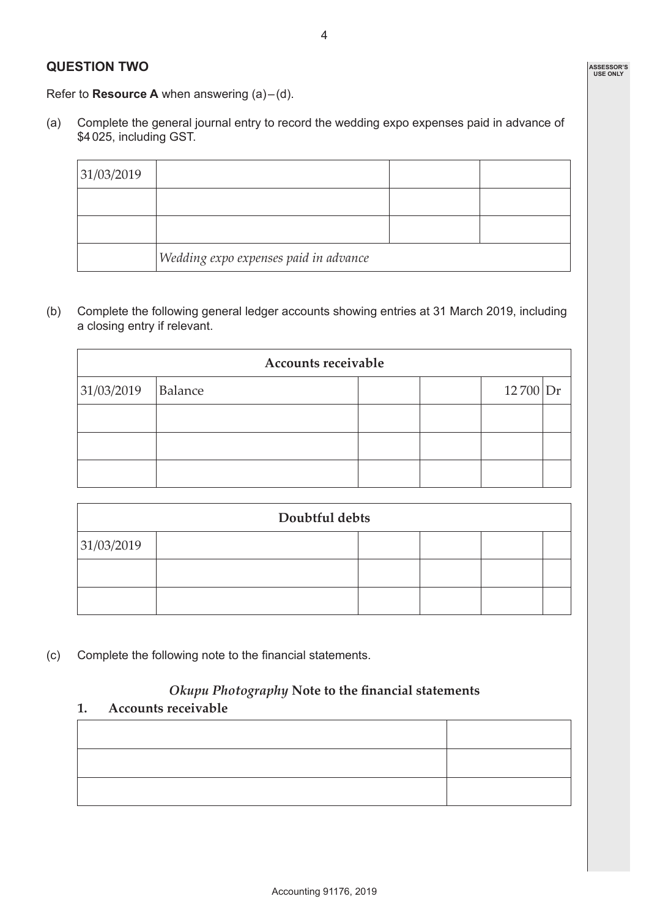## QUESTION TWO

Refer to **Resource A** when answering (a) – (d).

(a) Complete the general journal entry to record the wedding expo expenses paid in advance of $4 025, including GST.

| | | | |
|---|---|---|---|
| 31/03/2019 | | | |
| | | | |
| | | | |
| | *Wedding expo expenses paid in advance* | | |

(b) Complete the following general ledger accounts showing entries at 31 March 2019, including a closing entry if relevant.

| **Accounts receivable** | | | | | |
|---|---|---|---|---|---|
| 31/03/2019 | Balance | | | 12 700 | Dr |
| | | | | | |
| | | | | | |
| | | | | | |

| **Doubtful debts** | | | | | |
|---|---|---|---|---|---|
| 31/03/2019 | | | | | |
| | | | | | |
| | | | | | |

(c) Complete the following note to the financial statements.

### *Okupu Photography* Note to the financial statements

**1. Accounts receivable**

| | |
|---|---|
| | |
| | |
| | |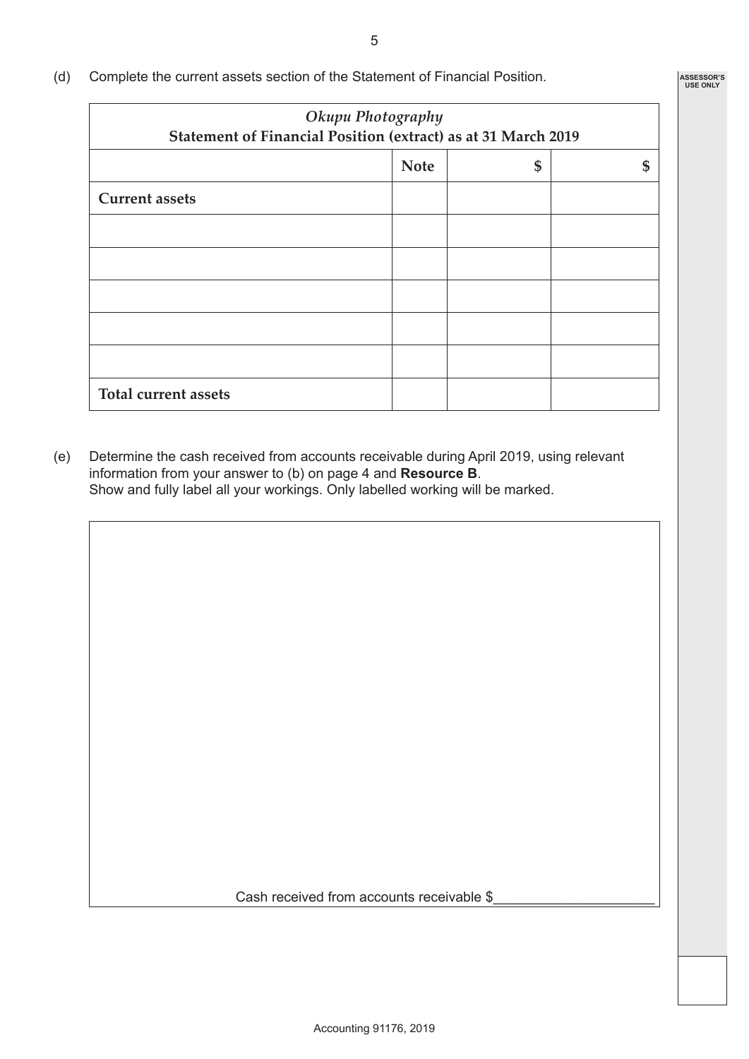(d) Complete the current assets section of the Statement of Financial Position.

| *Okupu Photography* Statement of Financial Position (extract) as at 31 March 2019 | | | |
|---|---|---|---|
| | **Note** | **$** | **$** |
| **Current assets** | | | |
| | | | |
| | | | |
| | | | |
| | | | |
| | | | |
| **Total current assets** | | | |

(e) Determine the cash received from accounts receivable during April 2019, using relevant information from your answer to (b) on page 4 and **Resource B**.
Show and fully label all your workings. Only labelled working will be marked.

Cash received from accounts receivable $____________________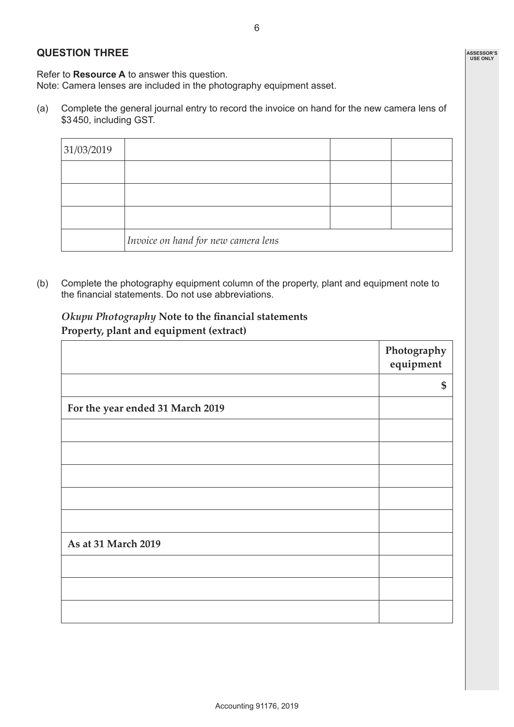## QUESTION THREE

Refer to **Resource A** to answer this question.
Note: Camera lenses are included in the photography equipment asset.

(a) Complete the general journal entry to record the invoice on hand for the new camera lens of $3 450, including GST.

| | | | |
|---|---|---|---|
| 31/03/2019 | | | |
| | | | |
| | | | |
| | | | |
| | *Invoice on hand for new camera lens* | | |

(b) Complete the photography equipment column of the property, plant and equipment note to the financial statements. Do not use abbreviations.

***Okupu Photography* Note to the financial statements**
**Property, plant and equipment (extract)**

| | **Photography equipment** |
|---|---|
| | **$** |
| **For the year ended 31 March 2019** | |
| | |
| | |
| | |
| | |
| | |
| **As at 31 March 2019** | |
| | |
| | |
| | |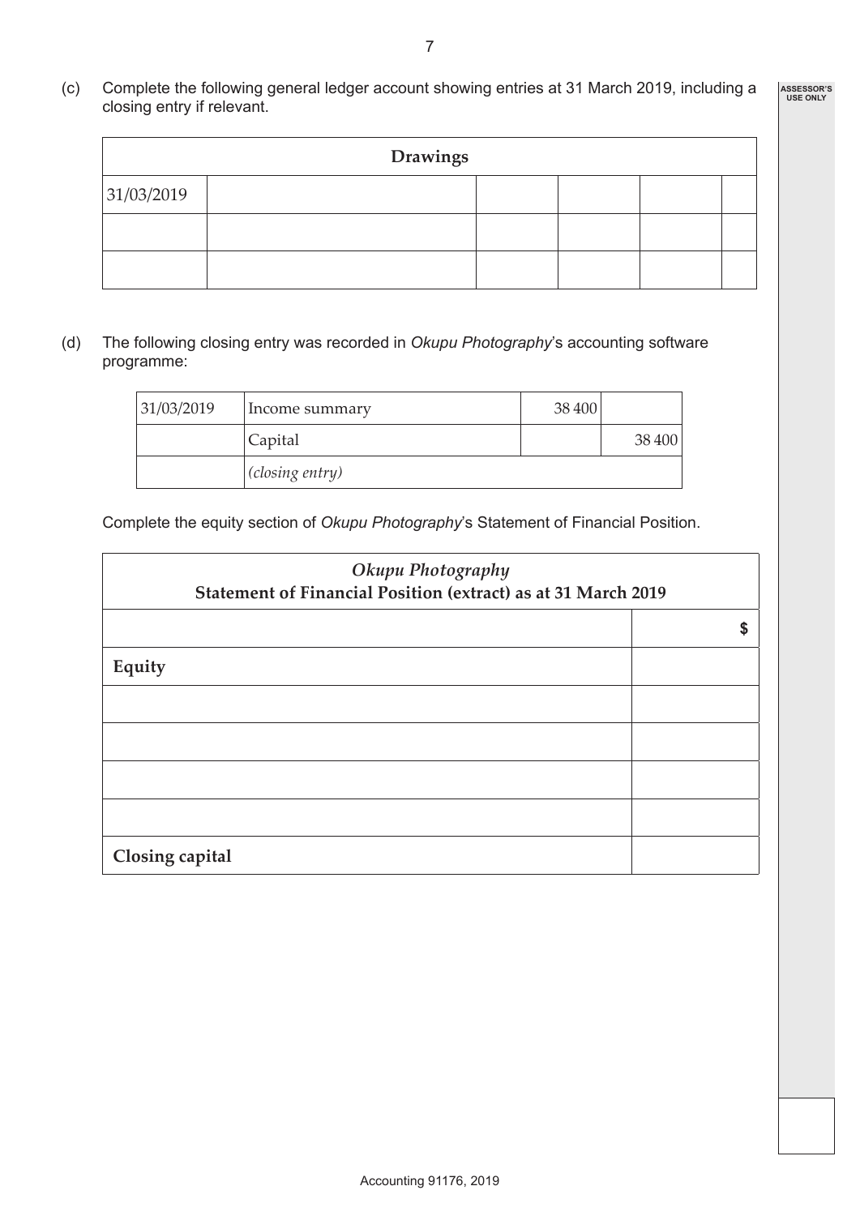(c) Complete the following general ledger account showing entries at 31 March 2019, including a closing entry if relevant.

| Drawings | | | | | |
|---|---|---|---|---|---|
| 31/03/2019 | | | | | |
| | | | | | |
| | | | | | |

(d) The following closing entry was recorded in *Okupu Photography*'s accounting software programme:

| | | | |
|---|---|---|---|
| 31/03/2019 | Income summary | 38 400 | |
| | Capital | | 38 400 |
| | *(closing entry)* | | |

Complete the equity section of *Okupu Photography*'s Statement of Financial Position.

| *Okupu Photography* **Statement of Financial Position (extract) as at 31 March 2019** | |
|---|---|
| | **$** |
| **Equity** | |
| | |
| | |
| | |
| | |
| **Closing capital** | |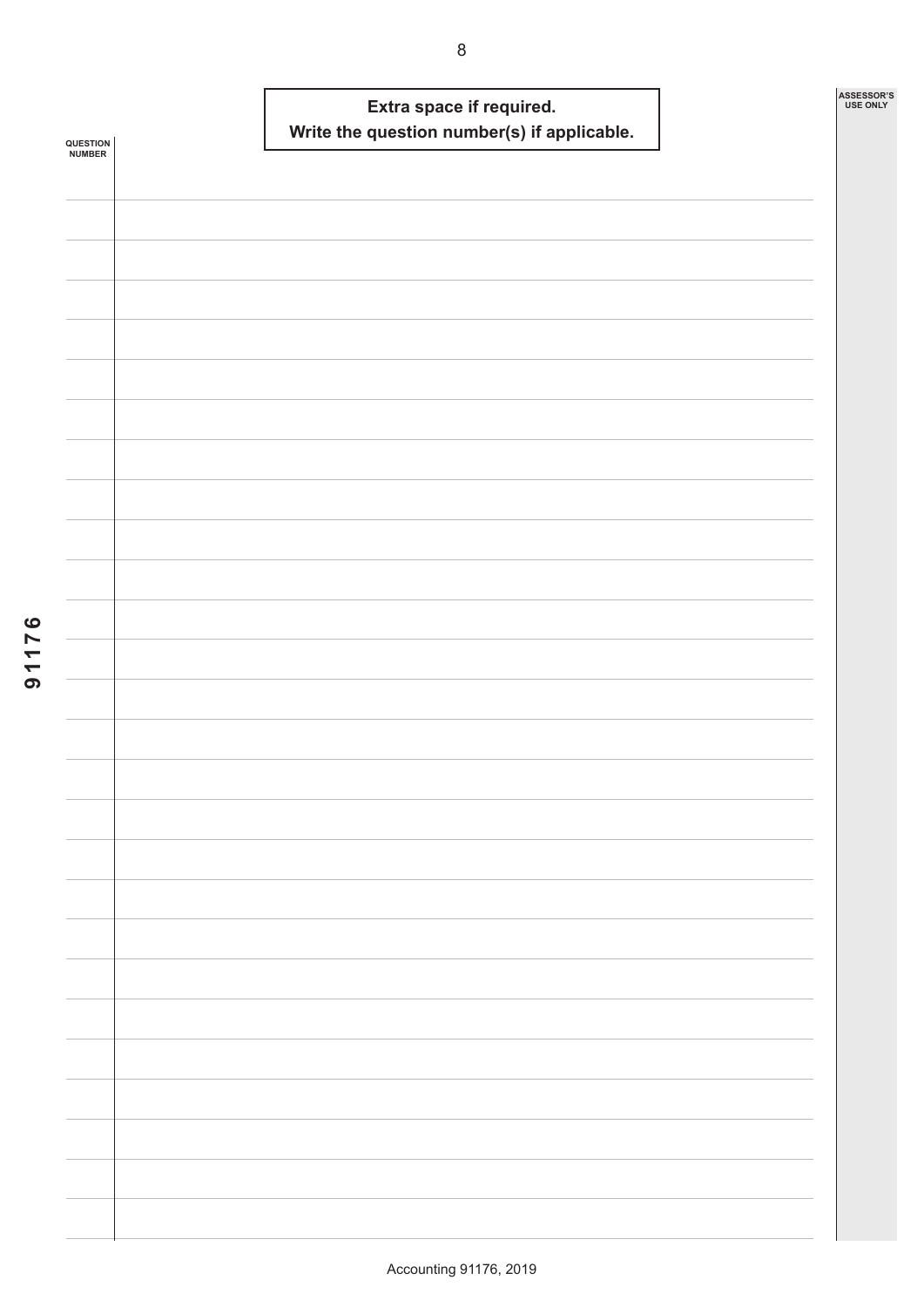**Extra space if required.**
**Write the question number(s) if applicable.**

QUESTION NUMBER

ASSESSOR'S USE ONLY